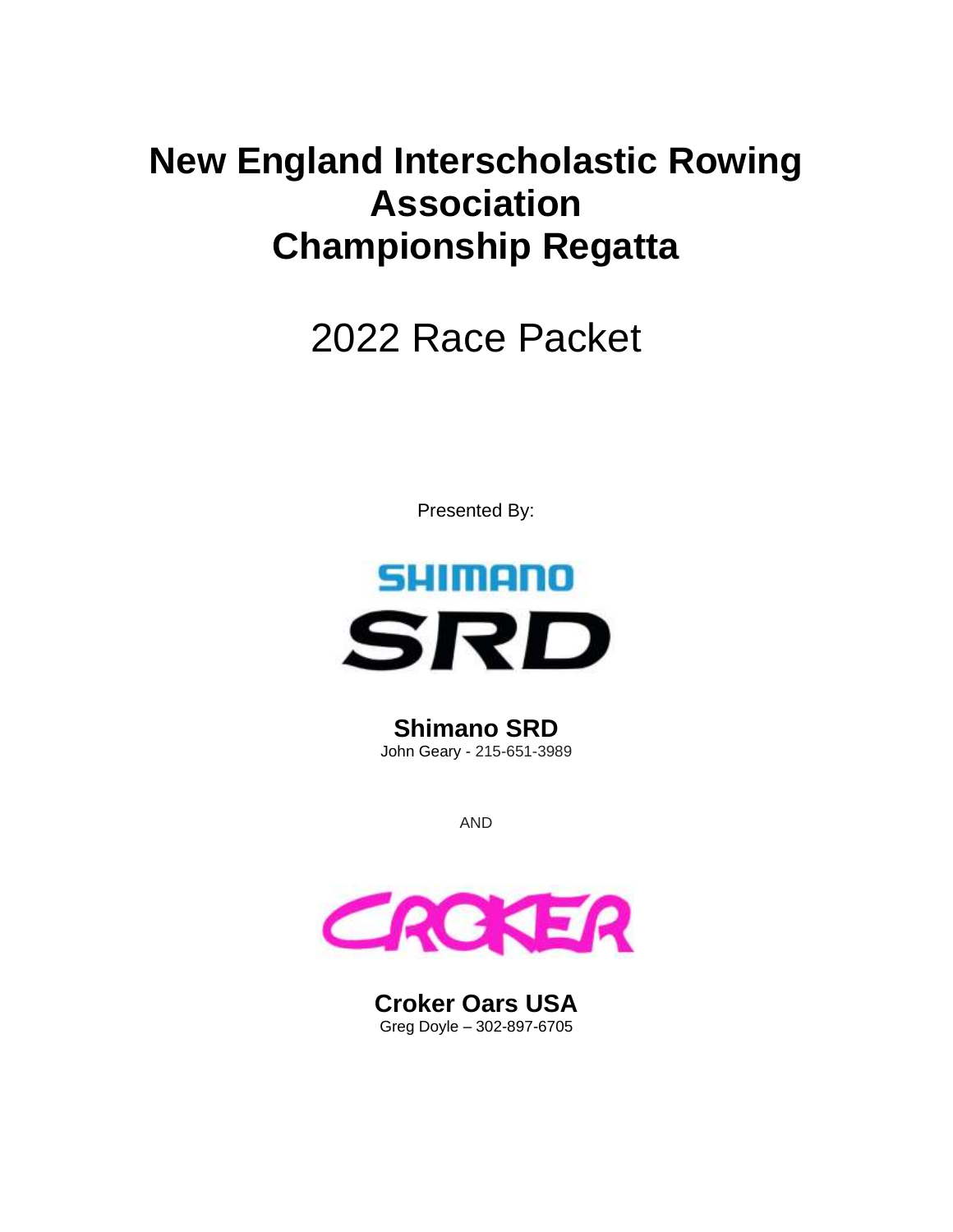# New England Interscholastic Rowing Association Championship Regatta

## 2022 Race Packet

Presented By:

SHIMANO

SRD

**Shimano SRD**
John Geary - 215-651-3989

AND

CROKER

**Croker Oars USA**
Greg Doyle – 302-897-6705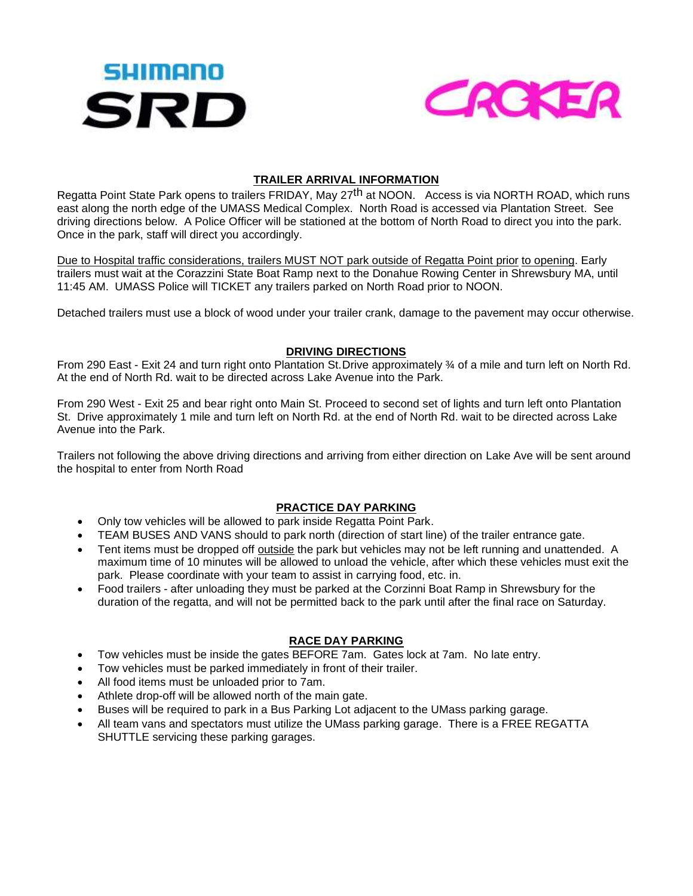SHIMANO SRD

CROKER

## TRAILER ARRIVAL INFORMATION

Regatta Point State Park opens to trailers FRIDAY, May 27th at NOON. Access is via NORTH ROAD, which runs east along the north edge of the UMASS Medical Complex. North Road is accessed via Plantation Street. See driving directions below. A Police Officer will be stationed at the bottom of North Road to direct you into the park. Once in the park, staff will direct you accordingly.

Due to Hospital traffic considerations, trailers MUST NOT park outside of Regatta Point prior to opening. Early trailers must wait at the Corazzini State Boat Ramp next to the Donahue Rowing Center in Shrewsbury MA, until 11:45 AM. UMASS Police will TICKET any trailers parked on North Road prior to NOON.

Detached trailers must use a block of wood under your trailer crank, damage to the pavement may occur otherwise.

## DRIVING DIRECTIONS

From 290 East - Exit 24 and turn right onto Plantation St.Drive approximately ¾ of a mile and turn left on North Rd. At the end of North Rd. wait to be directed across Lake Avenue into the Park.

From 290 West - Exit 25 and bear right onto Main St. Proceed to second set of lights and turn left onto Plantation St. Drive approximately 1 mile and turn left on North Rd. at the end of North Rd. wait to be directed across Lake Avenue into the Park.

Trailers not following the above driving directions and arriving from either direction on Lake Ave will be sent around the hospital to enter from North Road

## PRACTICE DAY PARKING

- Only tow vehicles will be allowed to park inside Regatta Point Park.
- TEAM BUSES AND VANS should to park north (direction of start line) of the trailer entrance gate.
- Tent items must be dropped off outside the park but vehicles may not be left running and unattended. A maximum time of 10 minutes will be allowed to unload the vehicle, after which these vehicles must exit the park. Please coordinate with your team to assist in carrying food, etc. in.
- Food trailers - after unloading they must be parked at the Corzinni Boat Ramp in Shrewsbury for the duration of the regatta, and will not be permitted back to the park until after the final race on Saturday.

## RACE DAY PARKING

- Tow vehicles must be inside the gates BEFORE 7am. Gates lock at 7am. No late entry.
- Tow vehicles must be parked immediately in front of their trailer.
- All food items must be unloaded prior to 7am.
- Athlete drop-off will be allowed north of the main gate.
- Buses will be required to park in a Bus Parking Lot adjacent to the UMass parking garage.
- All team vans and spectators must utilize the UMass parking garage. There is a FREE REGATTA SHUTTLE servicing these parking garages.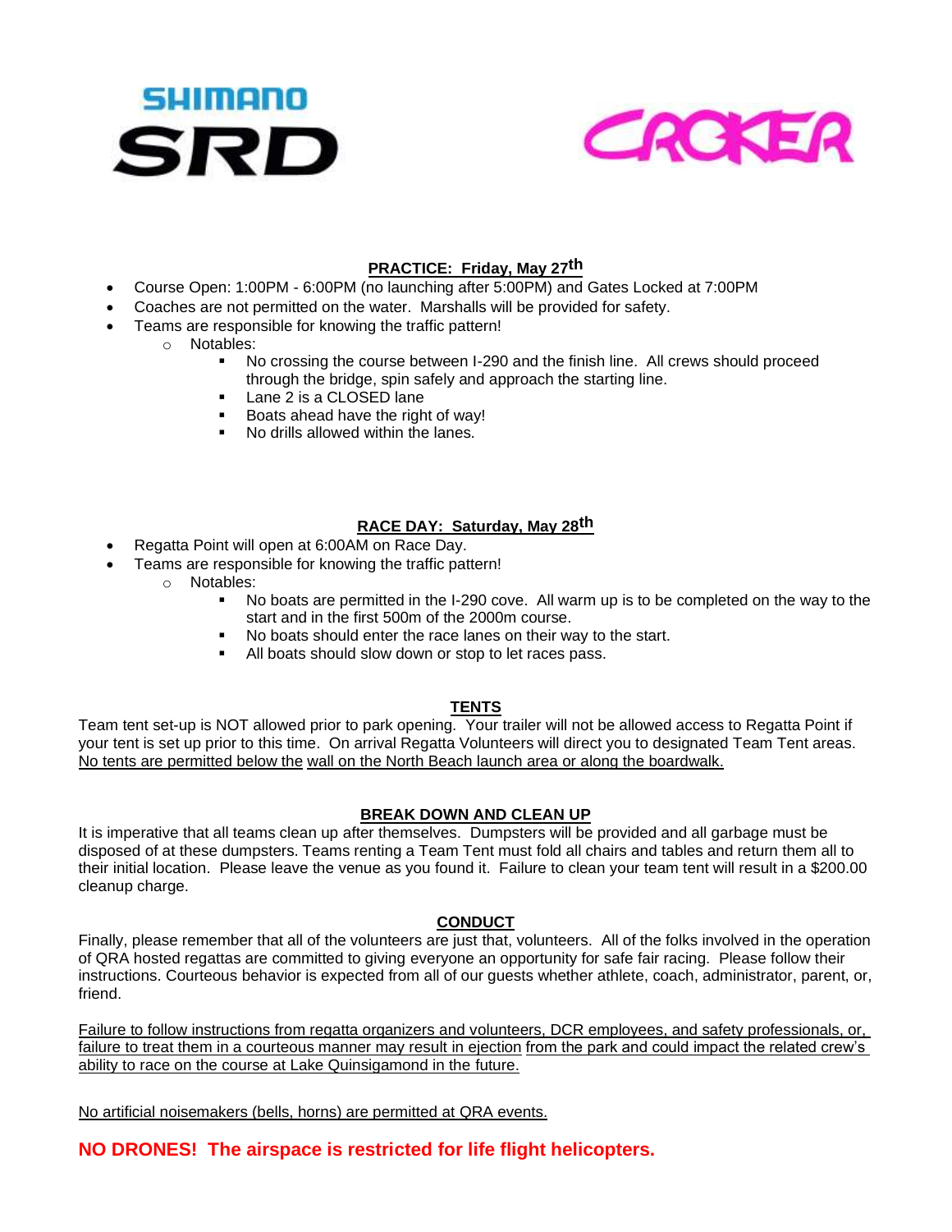SHIMANO SRD

CROKER

## PRACTICE: Friday, May 27th

- Course Open: 1:00PM - 6:00PM (no launching after 5:00PM) and Gates Locked at 7:00PM
- Coaches are not permitted on the water. Marshalls will be provided for safety.
- Teams are responsible for knowing the traffic pattern!
  - Notables:
    - No crossing the course between I-290 and the finish line. All crews should proceed through the bridge, spin safely and approach the starting line.
    - Lane 2 is a CLOSED lane
    - Boats ahead have the right of way!
    - No drills allowed within the lanes.

## RACE DAY: Saturday, May 28th

- Regatta Point will open at 6:00AM on Race Day.
- Teams are responsible for knowing the traffic pattern!
  - Notables:
    - No boats are permitted in the I-290 cove. All warm up is to be completed on the way to the start and in the first 500m of the 2000m course.
    - No boats should enter the race lanes on their way to the start.
    - All boats should slow down or stop to let races pass.

## TENTS

Team tent set-up is NOT allowed prior to park opening. Your trailer will not be allowed access to Regatta Point if your tent is set up prior to this time. On arrival Regatta Volunteers will direct you to designated Team Tent areas. No tents are permitted below the wall on the North Beach launch area or along the boardwalk.

## BREAK DOWN AND CLEAN UP

It is imperative that all teams clean up after themselves. Dumpsters will be provided and all garbage must be disposed of at these dumpsters. Teams renting a Team Tent must fold all chairs and tables and return them all to their initial location. Please leave the venue as you found it. Failure to clean your team tent will result in a $200.00 cleanup charge.

## CONDUCT

Finally, please remember that all of the volunteers are just that, volunteers. All of the folks involved in the operation of QRA hosted regattas are committed to giving everyone an opportunity for safe fair racing. Please follow their instructions. Courteous behavior is expected from all of our guests whether athlete, coach, administrator, parent, or, friend.

Failure to follow instructions from regatta organizers and volunteers, DCR employees, and safety professionals, or, failure to treat them in a courteous manner may result in ejection from the park and could impact the related crew's ability to race on the course at Lake Quinsigamond in the future.

No artificial noisemakers (bells, horns) are permitted at QRA events.

**NO DRONES! The airspace is restricted for life flight helicopters.**